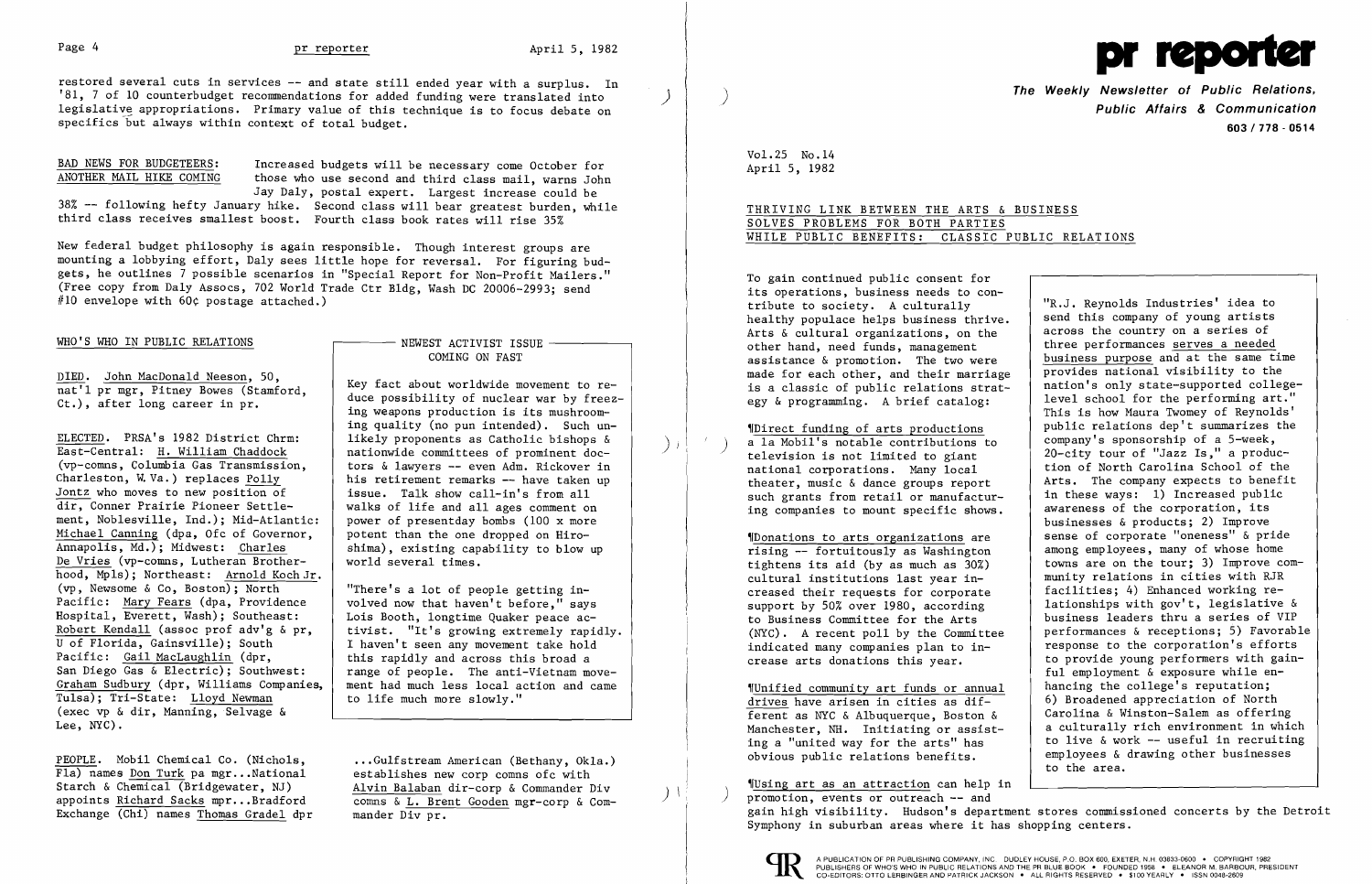restored several cuts in services -- and state still ended year with a surplus. In '81, 7 of 10 counterbudget recommendations for added funding were translated into legislative appropriations. Primary value of this technique is to focus debate on specifics but always within context of total budget.

**BAD NEWS FOR BUDGETEERS: ANOTHER MAIL HIKE COMING** Increased budgets will be necessary come October for those who use second and third class mail, warns John Jay Daly, postal expert. Largest increase could be 38% -- following hefty January hike. Second class will bear greatest burden, while third class receives smallest boost. Fourth class book rates will rise 35%

New federal budget philosophy is again responsible. Though interest groups are mounting a lobbying effort, Daly sees little hope for reversal. For figuring budgets, he outlines 7 possible scenarios in "Special Report for Non-Profit Mailers." (Free copy from Daly Assocs, 702 World Trade Ctr Bldg, Wash DC 20006-2993; send #10 envelope with 60¢ postage attached.)

## WHO'S WHO IN PUBLIC RELATIONS

DIED. John MacDonald Neeson, 50, nat'l pr mgr, Pitney Bowes (Stamford, Ct.), after long career in pr.

ELECTED. PRSA's 1982 District Chrm: East-Central: H. William Chaddock (vp-comns, Columbia Gas Transmission, Charleston, W. Va.) replaces Polly Jontz who moves to new position of dir, Conner Prairie Pioneer Settlement, Noblesville, Ind.); Mid-Atlantic: Michael Canning (dpa, Ofc of Governor, Annapolis, Md.); Midwest: Charles De Vries (vp-comns, Lutheran Brotherhood, Mpls); Northeast: Arnold Koch Jr. (vp, Newsome & Co, Boston); North Pacific: Mary Fears (dpa, Providence Hospital, Everett, Wash); Southeast: Robert Kendall (assoc prof adv'g & pr, U of Florida, Gainsville); South Pacific: Gail MacLaughlin (dpr, San Diego Gas & Electric); Southwest: Graham Sudbury (dpr, Williams Companies, Tulsa); Tri-State: Lloyd Newman (exec vp & dir, Manning, Selvage & Lee, NYC).

PEOPLE. Mobil Chemical Co. (Nichols, Fla) names Don Turk pa mgr...National Starch & Chemical (Bridgewater, NJ) appoints Richard Sacks mpr...Bradford Exchange (Chi) names Thomas Gradel dpr ...Gulfstream American (Bethany, Okla.) establishes new corp comns ofc with Alvin Balaban dir-corp & Commander Div comns & L. Brent Gooden mgr-corp & Commander Div pr.

### NEWEST ACTIVIST ISSUE COMING ON FAST

Key fact about worldwide movement to reduce possibility of nuclear war by freezing weapons production is its mushrooming quality (no pun intended). Such unlikely proponents as Catholic bishops & nationwide committees of prominent doctors & lawyers -- even Adm. Rickover in his retirement remarks -- have taken up issue. Talk show call-in's from all walks of life and all ages comment on power of presentday bombs (100 x more potent than the one dropped on Hiroshima), existing capability to blow up world several times.

"There's a lot of people getting involved now that haven't before," says Lois Booth, longtime Quaker peace activist. "It's growing extremely rapidly. I haven't seen any movement take hold this rapidly and across this broad a range of people. The anti-Vietnam movement had much less local action and came to life much more slowly."

---

# pr reporter

**The Weekly Newsletter of Public Relations, Public Affairs & Communication**
603 / 778 - 0514

Vol.25 No.14
April 5, 1982

## THRIVING LINK BETWEEN THE ARTS & BUSINESS SOLVES PROBLEMS FOR BOTH PARTIES WHILE PUBLIC BENEFITS: CLASSIC PUBLIC RELATIONS

To gain continued public consent for its operations, business needs to contribute to society. A culturally healthy populace helps business thrive. Arts & cultural organizations, on the other hand, need funds, management assistance & promotion. The two were made for each other, and their marriage is a classic of public relations strategy & programming. A brief catalog:

¶Direct funding of arts productions a la Mobil's notable contributions to television is not limited to giant national corporations. Many local theater, music & dance groups report such grants from retail or manufacturing companies to mount specific shows.

¶Donations to arts organizations are rising -- fortuitously as Washington tightens its aid (by as much as 30%) cultural institutions last year increased their requests for corporate support by 50% over 1980, according to Business Committee for the Arts (NYC). A recent poll by the Committee indicated many companies plan to increase arts donations this year.

¶Unified community art funds or annual drives have arisen in cities as different as NYC & Albuquerque, Boston & Manchester, NH. Initiating or assisting a "united way for the arts" has obvious public relations benefits.

¶Using art as an attraction can help in promotion, events or outreach -- and gain high visibility. Hudson's department stores commissioned concerts by the Detroit Symphony in suburban areas where it has shopping centers.

"R.J. Reynolds Industries' idea to send this company of young artists across the country on a series of three performances serves a needed business purpose and at the same time provides national visibility to the nation's only state-supported college-level school for the performing art." This is how Maura Twomey of Reynolds' public relations dep't summarizes the company's sponsorship of a 5-week, 20-city tour of "Jazz Is," a production of North Carolina School of the Arts. The company expects to benefit in these ways: 1) Increased public awareness of the corporation, its businesses & products; 2) Improve sense of corporate "oneness" & pride among employees, many of whose home towns are on the tour; 3) Improve community relations in cities with RJR facilities; 4) Enhanced working relationships with gov't, legislative & business leaders thru a series of VIP performances & receptions; 5) Favorable response to the corporation's efforts to provide young performers with gainful employment & exposure while enhancing the college's reputation; 6) Broadened appreciation of North Carolina & Winston-Salem as offering a culturally rich environment in which to live & work -- useful in recruiting employees & drawing other businesses to the area.

A PUBLICATION OF PR PUBLISHING COMPANY, INC. DUDLEY HOUSE, P.O. BOX 600, EXETER, N.H. 03833-0600 • COPYRIGHT 1982
PUBLISHERS OF WHO'S WHO IN PUBLIC RELATIONS AND THE PR BLUE BOOK • FOUNDED 1958 • ELEANOR M. BARBOUR, PRESIDENT
CO-EDITORS: OTTO LERBINGER AND PATRICK JACKSON • ALL RIGHTS RESERVED • $100 YEARLY • ISSN 0048-2609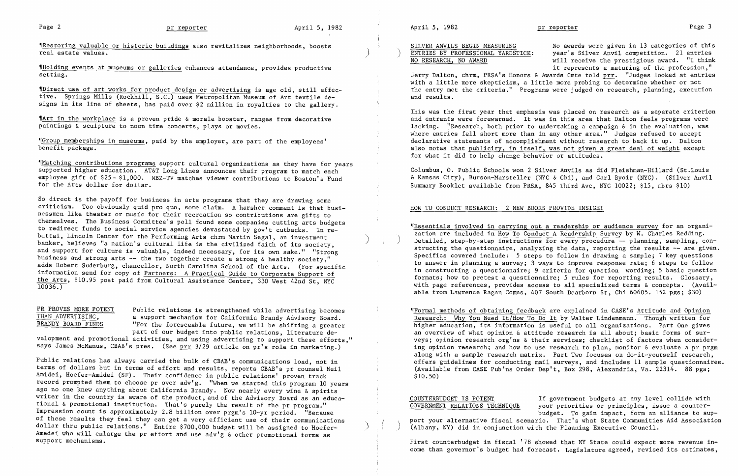¶Restoring valuable or historic buildings also revitalizes neighborhoods, boosts real estate values.

¶Holding events at museums or galleries enhances attendance, provides productive setting.

¶Direct use of art works for product design or advertising is age old, still effective. Springs Mills (Rockhill, S.C.) uses Metropolitan Museum of Art textile designs in its line of sheets, has paid over $2 million in royalties to the gallery.

¶Art in the workplace is a proven pride & morale booster, ranges from decorative paintings & sculpture to noon time concerts, plays or movies.

¶Group memberships in museums, paid by the employer, are part of the employees' benefit package.

¶Matching contributions programs support cultural organizations as they have for years supported higher education. AT&T Long Lines announces their program to match each employee gift of $25 - $1,000. WBZ-TV matches viewer contributions to Boston's Fund for the Arts dollar for dollar.

So direct is the payoff for business in arts programs that they are drawing some criticism. Too obviously quid pro quo, some claim. A harsher comment is that businessmen like theater or music for their recreation so contributions are gifts to themselves. The Business Committee's poll found some companies cutting arts budgets to redirect funds to social service agencies devastated by gov't cutbacks. In rebuttal, Lincoln Center for the Performing Arts chrm Martin Segal, an investment banker, believes "a nation's cultural life is the civilized faith of its society, and support for culture is valuable, indeed necessary, for its own sake." "Strong business and strong arts -- the two together create a strong & healthy society," adds Robert Suderburg, chancellor, North Carolina School of the Arts. (For specific information send for copy of Partners: A Practical Guide to Corporate Support of the Arts, $10.95 post paid from Cultural Assistance Center, 330 West 42nd St, NYC 10036.)

PR PROVES MORE POTENT THAN ADVERTISING, BRANDY BOARD FINDS

Public relations is strengthened while advertising becomes a support mechanism for California Brandy Advisory Board. "For the foreseeable future, we will be shifting a greater part of our budget into public relations, literature development and promotional activities, and using advertising to support these efforts," says James McManus, CBAB's pres. (See prr 3/29 article on pr's role in marketing.)

Public relations has always carried the bulk of CBAB's communications load, not in terms of dollars but in terms of effort and results, reports CBAB's pr counsel Neil Amidei, Hoefer-Amidei (SF). Their confidence in public relations' proven track record prompted them to choose pr over adv'g. "When we started this program 10 years ago no one knew anything about California Brandy. Now nearly every wine & spirits writer in the country is aware of the product, and of the Advisory Board as an educational & promotional institution. That's purely the result of the pr program." Impression count is approximately 2.8 billion over prgm's 10-yr period. "Because of these results they feel they can get a very efficient use of their communications dollar thru public relations." Entire $700,000 budget will be assigned to Hoefer-Amedei who will enlarge the pr effort and use adv'g & other promotional forms as support mechanisms.

SILVER ANVILS BEGIN MEASURING ENTRIES BY PROFESSIONAL YARDSTICK: NO RESEARCH, NO AWARD

No awards were given in 13 categories of this year's Silver Anvil competition. 21 entries will receive the prestigious award. "I think it represents a maturing of the profession," Jerry Dalton, chrm, PRSA's Honors & Awards Cmte told prr. "Judges looked at entries with a little more skepticism, a little more probing to determine whether or not the entry met the criteria." Programs were judged on research, planning, execution and results.

This was the first year that emphasis was placed on research as a separate criterion and entrants were forewarned. It was in this area that Dalton feels programs were lacking. "Research, both prior to undertaking a campaign & in the evaluation, was where entries fell short more than in any other area." Judges refused to accept declarative statements of accomplishment without research to back it up. Dalton also notes that publicity, in itself, was not given a great deal of weight except for what it did to help change behavior or attitudes.

Columbus, O. Public Schools won 2 Silver Anvils as did Fleishman-Hillard (St.Louis & Kansas City), Burson-Marsteller (NYC & Chi), and Carl Byoir (NYC). (Silver Anvil Summary Booklet available from PRSA, 845 Third Ave, NYC 10022; $15, mbrs $10)

HOW TO CONDUCT RESEARCH: 2 NEW BOOKS PROVIDE INSIGHT

¶Essentials involved in carrying out a readership or audience survey for an organization are included in How To Conduct A Readership Survey by W. Charles Redding. Detailed, step-by-step instructions for every procedure -- planning, sampling, constructing the questionnaire, analyzing the data, reporting the results -- are given. Specifics covered include: 5 steps to follow in drawing a sample; 7 key questions to answer in planning a survey; 3 ways to improve response rate; 6 steps to follow in constructing a questionnaire; 9 criteria for question wording; 5 basic question formats; how to pretest a questionnaire; 5 rules for reporting results. Glossary, with page references, provides access to all specialized terms & concepts. (Available from Lawrence Ragan Comns, 407 South Dearborn St, Chi 60605. 152 pgs; $30)

¶Formal methods of obtaining feedback are explained in CASE's Attitude and Opinion Research: Why You Need It/How To Do It by Walter Lindenmann. Though written for higher education, its information is useful to all organizations. Part One gives an overview of what opinion & attitude research is all about; basic forms of surveys; opinion research org'ns & their services; checklist of factors when considering opinion research; and how to use research to plan, monitor & evaluate a pr prgm along with a sample research matrix. Part Two focuses on do-it-yourself research, offers guidelines for conducting mail surveys, and includes 11 sample questionnaires. (Available from CASE Pub'ns Order Dep't, Box 298, Alexandria, Va. 22314. 88 pgs; $10.50)

COUNTERBUDGET IS POTENT GOVERNMENT RELATIONS TECHNIQUE

If government budgets at any level collide with your priorities or principles, issue a counterbudget. To gain impact, form an alliance to support your alternative fiscal scenario. That's what State Communities Aid Association (Albany, NY) did in conjunction with the Planning Executive Council.

First counterbudget in fiscal '78 showed that NY State could expect more revenue income than governor's budget had forecast. Legislature agreed, revised its estimates,